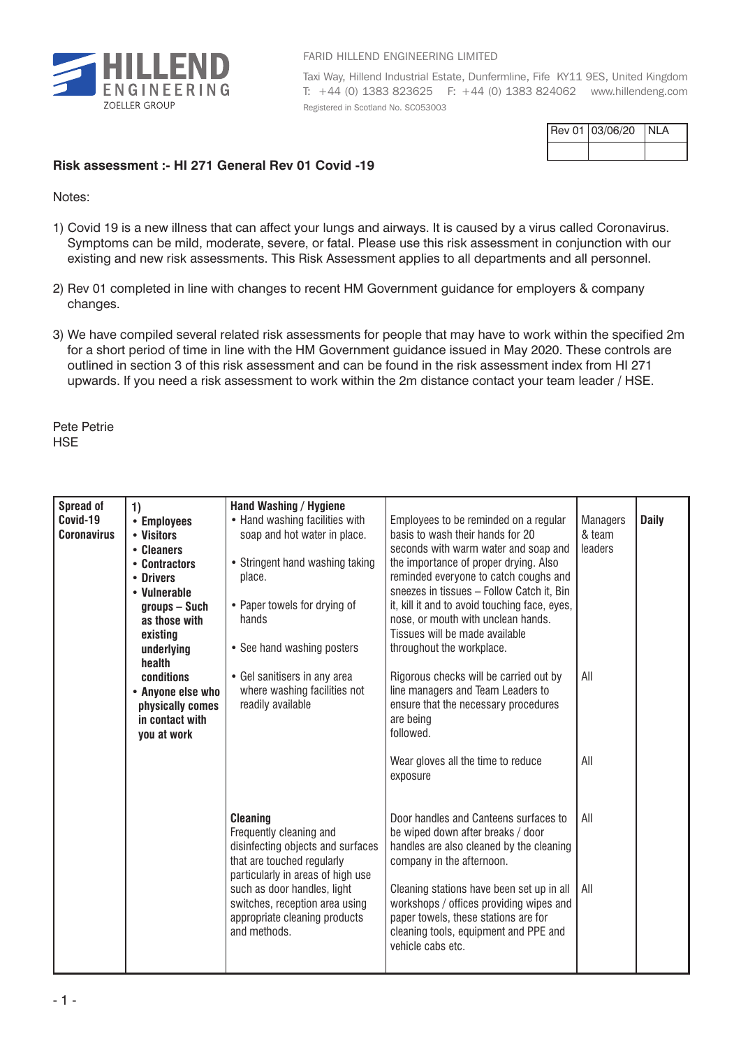FARID HILLEND ENGINEERING LIMITED

Taxi Way, Hillend Industrial Estate, Dunfermline, Fife KY11 9ES, United Kingdom
T: +44 (0) 1383 823625 F: +44 (0) 1383 824062 www.hillendeng.com
Registered in Scotland No. SC053003

| Rev 01 | 03/06/20 | NLA |
|---|---|---|
| | | |

**Risk assessment :- HI 271 General Rev 01 Covid -19**

Notes:

1) Covid 19 is a new illness that can affect your lungs and airways. It is caused by a virus called Coronavirus. Symptoms can be mild, moderate, severe, or fatal. Please use this risk assessment in conjunction with our existing and new risk assessments. This Risk Assessment applies to all departments and all personnel.

2) Rev 01 completed in line with changes to recent HM Government guidance for employers & company changes.

3) We have compiled several related risk assessments for people that may have to work within the specified 2m for a short period of time in line with the HM Government guidance issued in May 2020. These controls are outlined in section 3 of this risk assessment and can be found in the risk assessment index from HI 271 upwards. If you need a risk assessment to work within the 2m distance contact your team leader / HSE.

Pete Petrie
HSE

| | | | | | |
|---|---|---|---|---|---|
| **Spread of Covid-19 Coronavirus** | **1)** <br>• **Employees**<br>• **Visitors**<br>• **Cleaners**<br>• **Contractors**<br>• **Drivers**<br>• **Vulnerable groups – Such as those with existing underlying health conditions**<br>• **Anyone else who physically comes in contact with you at work** | **Hand Washing / Hygiene**<br>• Hand washing facilities with soap and hot water in place.<br>• Stringent hand washing taking place.<br>• Paper towels for drying of hands<br>• See hand washing posters<br>• Gel sanitisers in any area where washing facilities not readily available | Employees to be reminded on a regular basis to wash their hands for 20 seconds with warm water and soap and the importance of proper drying. Also reminded everyone to catch coughs and sneezes in tissues – Follow Catch it, Bin it, kill it and to avoid touching face, eyes, nose, or mouth with unclean hands. Tissues will be made available throughout the workplace. | Managers & team leaders | **Daily** |
| | | | Rigorous checks will be carried out by line managers and Team Leaders to ensure that the necessary procedures are being followed. | All | |
| | | | Wear gloves all the time to reduce exposure | All | |
| | | **Cleaning**<br>Frequently cleaning and disinfecting objects and surfaces that are touched regularly particularly in areas of high use such as door handles, light switches, reception area using appropriate cleaning products and methods. | Door handles and Canteens surfaces to be wiped down after breaks / door handles are also cleaned by the cleaning company in the afternoon. | All | |
| | | | Cleaning stations have been set up in all workshops / offices providing wipes and paper towels, these stations are for cleaning tools, equipment and PPE and vehicle cabs etc. | All | |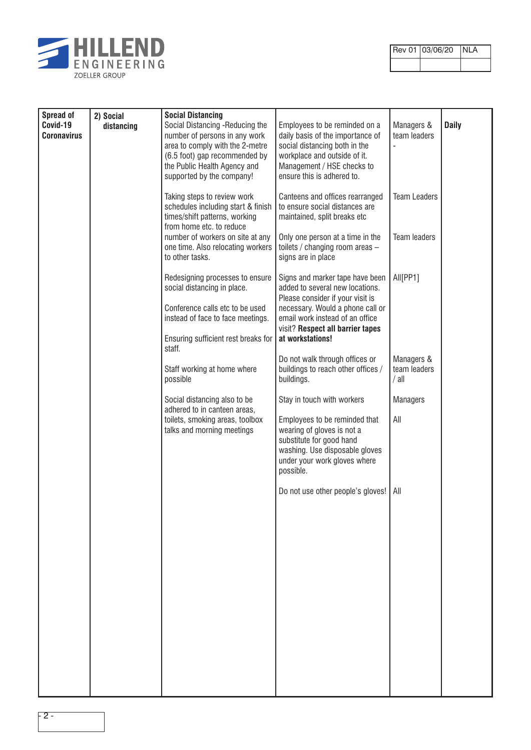| Spread of Covid-19 Coronavirus | 2) Social distancing | **Social Distancing**<br>Social Distancing -Reducing the number of persons in any work area to comply with the 2-metre (6.5 foot) gap recommended by the Public Health Agency and supported by the company!<br><br>Taking steps to review work schedules including start & finish times/shift patterns, working from home etc. to reduce number of workers on site at any one time. Also relocating workers to other tasks.<br><br>Redesigning processes to ensure social distancing in place.<br><br>Conference calls etc to be used instead of face to face meetings.<br><br>Ensuring sufficient rest breaks for staff.<br><br>Staff working at home where possible<br><br>Social distancing also to be adhered to in canteen areas, toilets, smoking areas, toolbox talks and morning meetings | Employees to be reminded on a daily basis of the importance of social distancing both in the workplace and outside of it. Management / HSE checks to ensure this is adhered to.<br><br>Canteens and offices rearranged to ensure social distances are maintained, split breaks etc<br><br>Only one person at a time in the toilets / changing room areas – signs are in place<br><br>Signs and marker tape have been added to several new locations. Please consider if your visit is necessary. Would a phone call or email work instead of an office visit? **Respect all barrier tapes at workstations!**<br><br>Do not walk through offices or buildings to reach other offices / buildings.<br><br>Stay in touch with workers<br><br>Employees to be reminded that wearing of gloves is not a substitute for good hand washing. Use disposable gloves under your work gloves where possible.<br><br>Do not use other people's gloves! | Managers & team leaders -<br><br>Team Leaders<br><br>Team leaders<br><br>All[PP1]<br><br>Managers & team leaders / all<br><br>Managers<br><br>All<br><br>All | **Daily** |
|---|---|---|---|---|---|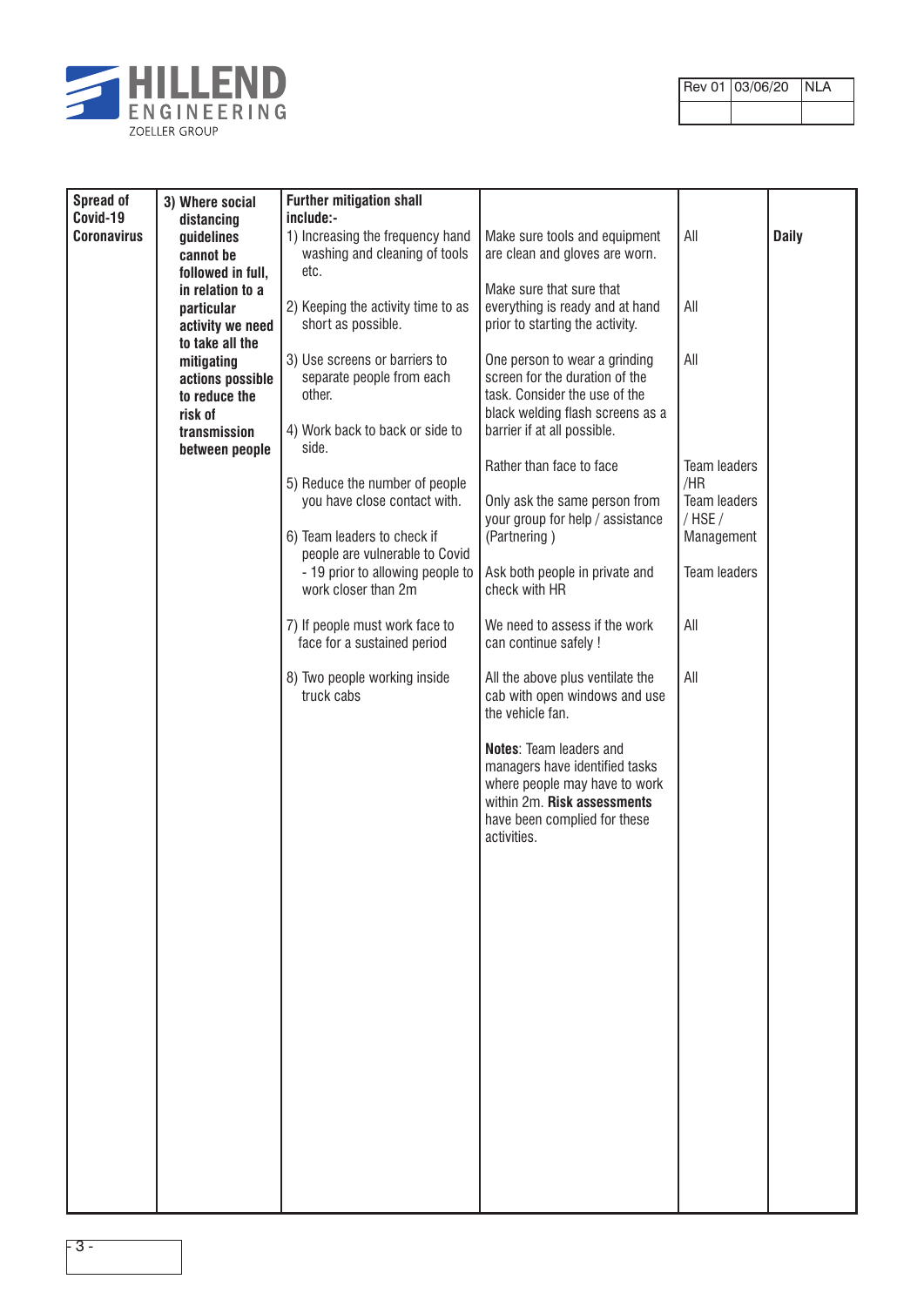| Rev 01 | 03/06/20 | NLA |
|---|---|---|
| | | |

| | | | | | |
|---|---|---|---|---|---|
| **Spread of Covid-19 Coronavirus** | **3) Where social distancing guidelines cannot be followed in full, in relation to a particular activity we need to take all the mitigating actions possible to reduce the risk of transmission between people** | **Further mitigation shall include:-** | | | |
| | | 1) Increasing the frequency hand washing and cleaning of tools etc. | Make sure tools and equipment are clean and gloves are worn. | All | **Daily** |
| | | 2) Keeping the activity time to as short as possible. | Make sure that sure that everything is ready and at hand prior to starting the activity. | All | |
| | | 3) Use screens or barriers to separate people from each other. | One person to wear a grinding screen for the duration of the task. Consider the use of the black welding flash screens as a barrier if at all possible. | All | |
| | | 4) Work back to back or side to side. | Rather than face to face | Team leaders /HR | |
| | | 5) Reduce the number of people you have close contact with. | Only ask the same person from your group for help / assistance (Partnering ) | Team leaders / HSE / Management | |
| | | 6) Team leaders to check if people are vulnerable to Covid - 19 prior to allowing people to work closer than 2m | Ask both people in private and check with HR | Team leaders | |
| | | 7) If people must work face to face for a sustained period | We need to assess if the work can continue safely ! | All | |
| | | 8) Two people working inside truck cabs | All the above plus ventilate the cab with open windows and use the vehicle fan. | All | |
| | | | **Notes**: Team leaders and managers have identified tasks where people may have to work within 2m. **Risk assessments** have been complied for these activities. | | |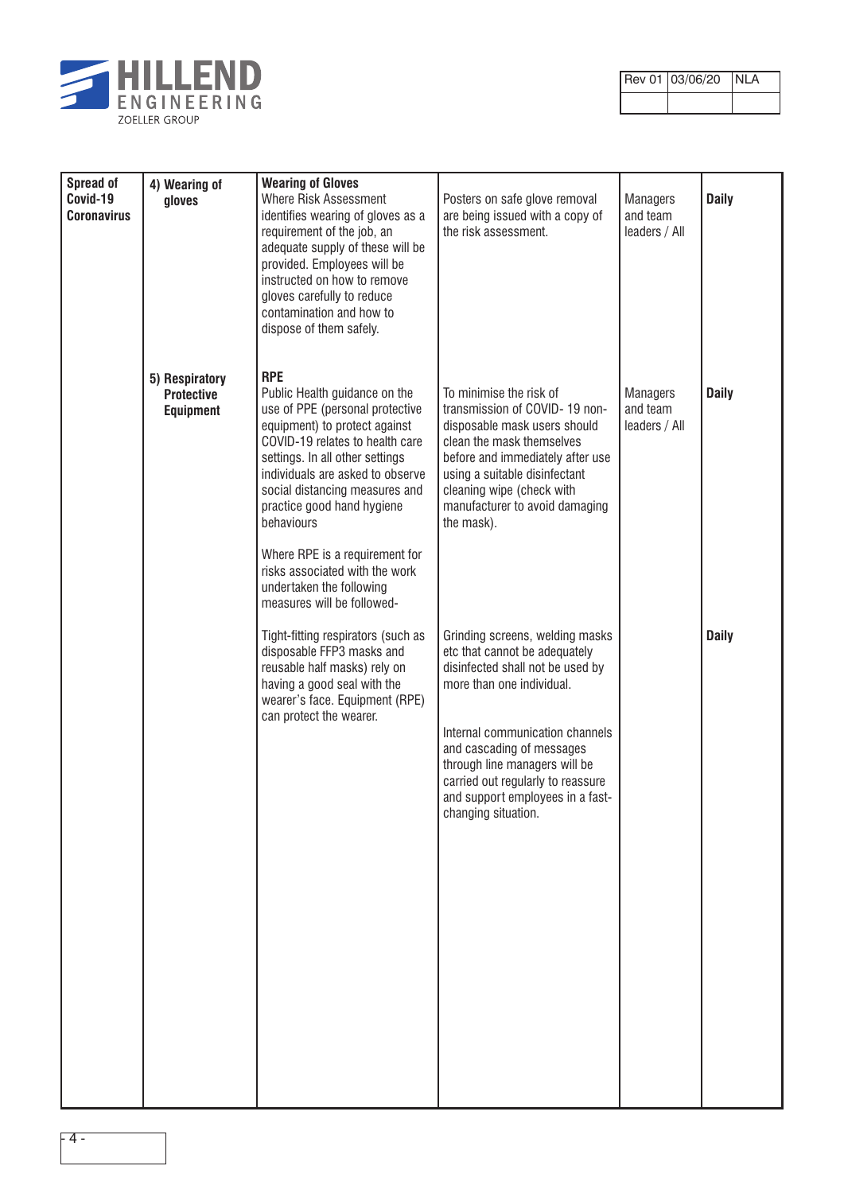| | | | | | |
|---|---|---|---|---|---|
| **Spread of Covid-19 Coronavirus** | **4) Wearing of gloves** | **Wearing of Gloves** Where Risk Assessment identifies wearing of gloves as a requirement of the job, an adequate supply of these will be provided. Employees will be instructed on how to remove gloves carefully to reduce contamination and how to dispose of them safely. | Posters on safe glove removal are being issued with a copy of the risk assessment. | Managers and team leaders / All | **Daily** |
| | **5) Respiratory Protective Equipment** | **RPE** Public Health guidance on the use of PPE (personal protective equipment) to protect against COVID-19 relates to health care settings. In all other settings individuals are asked to observe social distancing measures and practice good hand hygiene behaviours<br><br>Where RPE is a requirement for risks associated with the work undertaken the following measures will be followed- | To minimise the risk of transmission of COVID- 19 non-disposable mask users should clean the mask themselves before and immediately after use using a suitable disinfectant cleaning wipe (check with manufacturer to avoid damaging the mask). | Managers and team leaders / All | **Daily** |
| | | Tight-fitting respirators (such as disposable FFP3 masks and reusable half masks) rely on having a good seal with the wearer's face. Equipment (RPE) can protect the wearer. | Grinding screens, welding masks etc that cannot be adequately disinfected shall not be used by more than one individual.<br><br>Internal communication channels and cascading of messages through line managers will be carried out regularly to reassure and support employees in a fast-changing situation. | | **Daily** |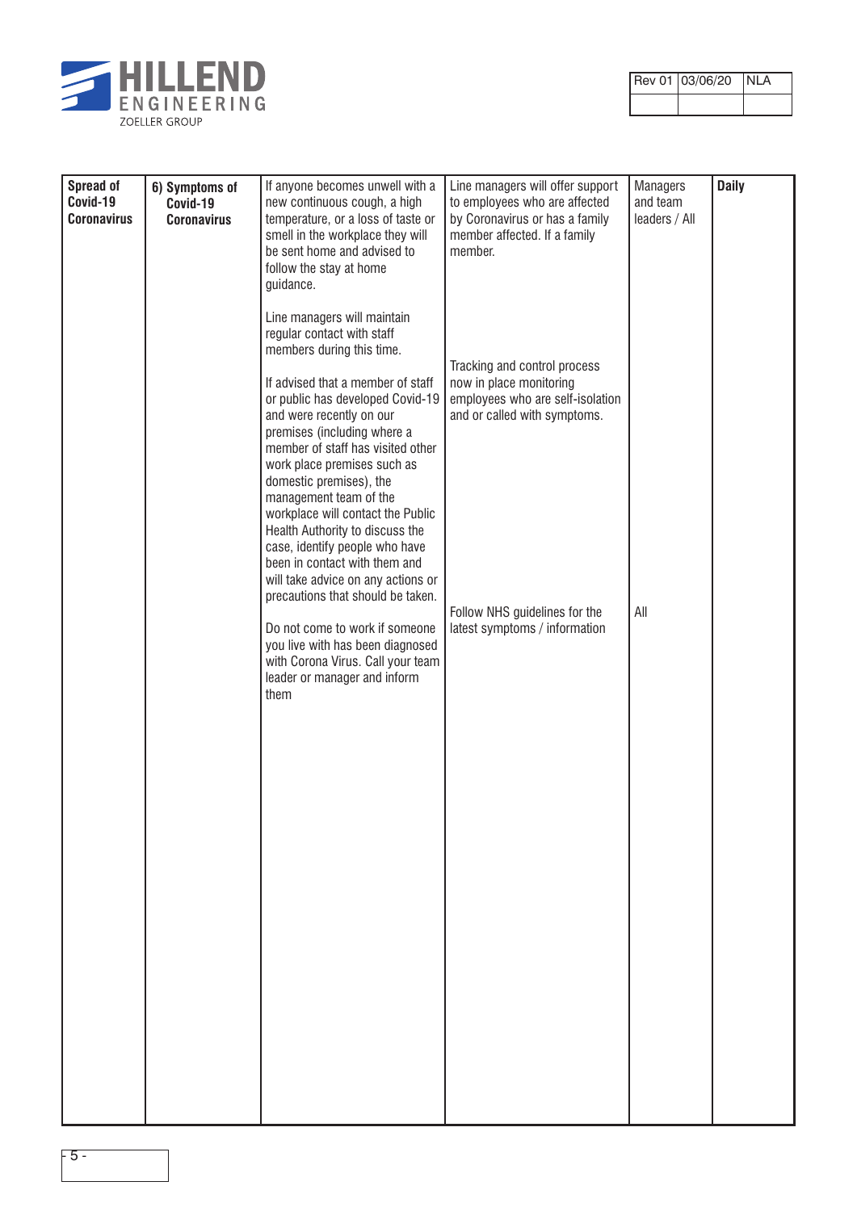| Rev 01 | 03/06/20 | NLA |
|---|---|---|
| | | |

| | | | | | |
|---|---|---|---|---|---|
| **Spread of Covid-19 Coronavirus** | **6) Symptoms of Covid-19 Coronavirus** | If anyone becomes unwell with a new continuous cough, a high temperature, or a loss of taste or smell in the workplace they will be sent home and advised to follow the stay at home guidance.<br><br>Line managers will maintain regular contact with staff members during this time.<br><br>If advised that a member of staff or public has developed Covid-19 and were recently on our premises (including where a member of staff has visited other work place premises such as domestic premises), the management team of the workplace will contact the Public Health Authority to discuss the case, identify people who have been in contact with them and will take advice on any actions or precautions that should be taken.<br><br>Do not come to work if someone you live with has been diagnosed with Corona Virus. Call your team leader or manager and inform them | Line managers will offer support to employees who are affected by Coronavirus or has a family member affected. If a family member.<br><br>Tracking and control process now in place monitoring employees who are self-isolation and or called with symptoms.<br><br>Follow NHS guidelines for the latest symptoms / information | Managers and team leaders / All<br><br>All | **Daily** |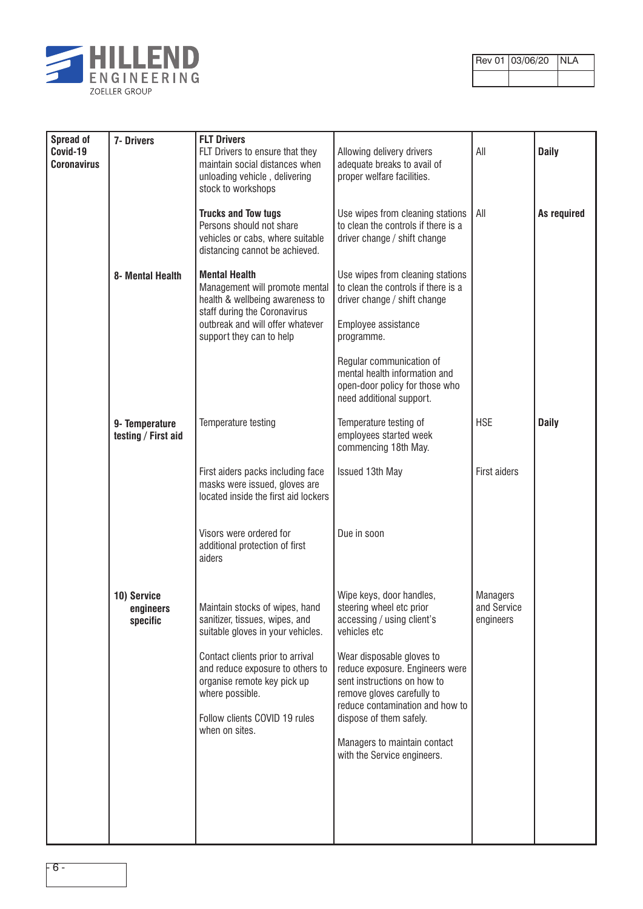| | | | | | |
|---|---|---|---|---|---|
| **Spread of Covid-19 Coronavirus** | **7- Drivers** | **FLT Drivers**<br>FLT Drivers to ensure that they maintain social distances when unloading vehicle , delivering stock to workshops | Allowing delivery drivers adequate breaks to avail of proper welfare facilities. | All | **Daily** |
| | | **Trucks and Tow tugs**<br>Persons should not share vehicles or cabs, where suitable distancing cannot be achieved. | Use wipes from cleaning stations to clean the controls if there is a driver change / shift change | All | **As required** |
| | **8- Mental Health** | **Mental Health**<br>Management will promote mental health & wellbeing awareness to staff during the Coronavirus outbreak and will offer whatever support they can to help | Use wipes from cleaning stations to clean the controls if there is a driver change / shift change<br><br>Employee assistance programme.<br><br>Regular communication of mental health information and open-door policy for those who need additional support. | | |
| | **9- Temperature testing / First aid** | Temperature testing | Temperature testing of employees started week commencing 18th May. | HSE | **Daily** |
| | | First aiders packs including face masks were issued, gloves are located inside the first aid lockers | Issued 13th May | First aiders | |
| | | Visors were ordered for additional protection of first aiders | Due in soon | | |
| | **10) Service engineers specific** | Maintain stocks of wipes, hand sanitizer, tissues, wipes, and suitable gloves in your vehicles.<br><br>Contact clients prior to arrival and reduce exposure to others to organise remote key pick up where possible.<br><br>Follow clients COVID 19 rules when on sites. | Wipe keys, door handles, steering wheel etc prior accessing / using client's vehicles etc<br><br>Wear disposable gloves to reduce exposure. Engineers were sent instructions on how to remove gloves carefully to reduce contamination and how to dispose of them safely.<br><br>Managers to maintain contact with the Service engineers. | Managers and Service engineers | |